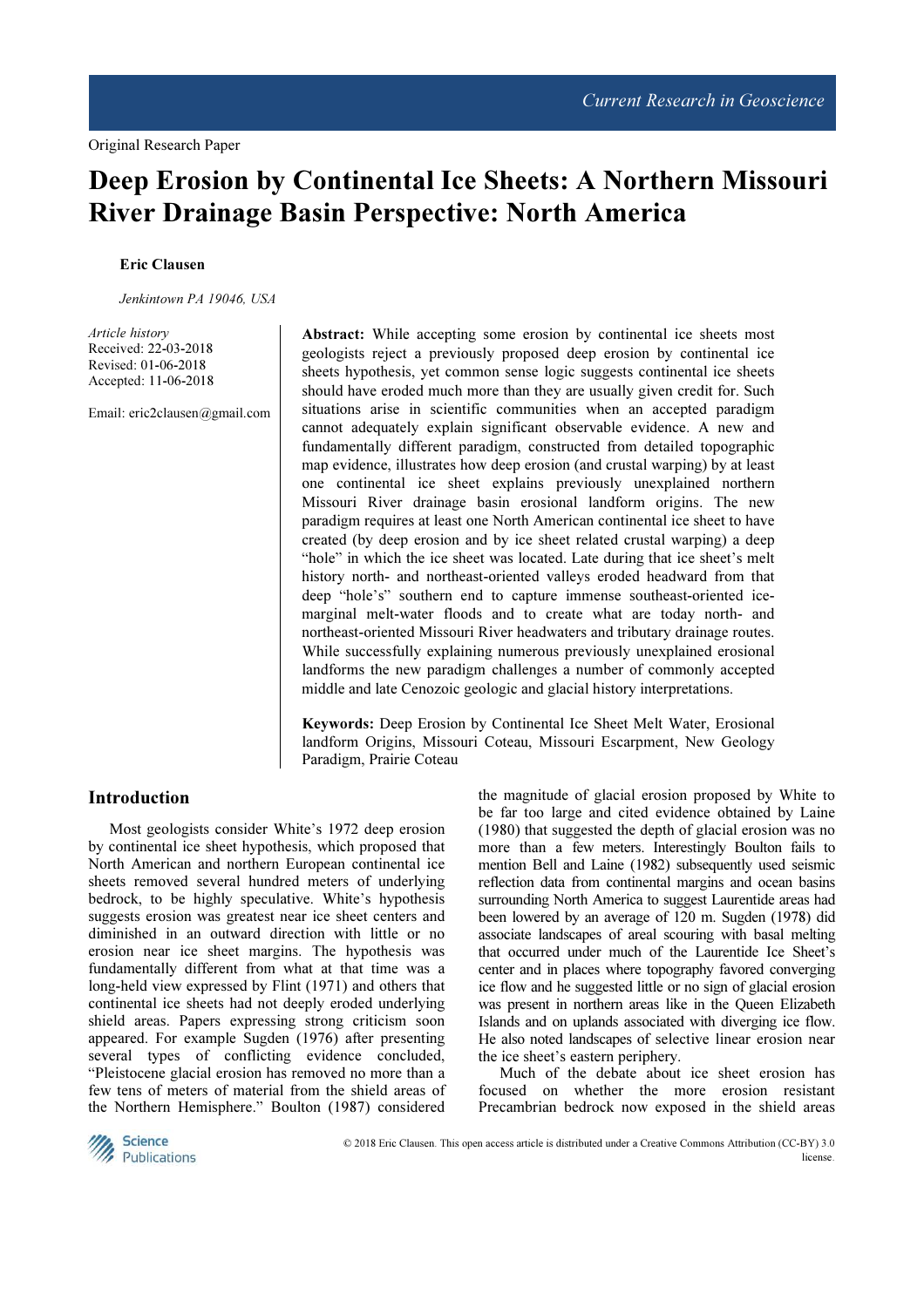Original Research Paper

# Deep Erosion by Continental Ice Sheets: A Northern Missouri River Drainage Basin Perspective: North America

**Eric Clausen**

*Jenkintown PA 19046, USA*

*Article history*
Received: 22-03-2018
Revised: 01-06-2018
Accepted: 11-06-2018

Email: eric2clausen@gmail.com

**Abstract:** While accepting some erosion by continental ice sheets most geologists reject a previously proposed deep erosion by continental ice sheets hypothesis, yet common sense logic suggests continental ice sheets should have eroded much more than they are usually given credit for. Such situations arise in scientific communities when an accepted paradigm cannot adequately explain significant observable evidence. A new and fundamentally different paradigm, constructed from detailed topographic map evidence, illustrates how deep erosion (and crustal warping) by at least one continental ice sheet explains previously unexplained northern Missouri River drainage basin erosional landform origins. The new paradigm requires at least one North American continental ice sheet to have created (by deep erosion and by ice sheet related crustal warping) a deep "hole" in which the ice sheet was located. Late during that ice sheet's melt history north- and northeast-oriented valleys eroded headward from that deep "hole's" southern end to capture immense southeast-oriented ice-marginal melt-water floods and to create what are today north- and northeast-oriented Missouri River headwaters and tributary drainage routes. While successfully explaining numerous previously unexplained erosional landforms the new paradigm challenges a number of commonly accepted middle and late Cenozoic geologic and glacial history interpretations.

**Keywords:** Deep Erosion by Continental Ice Sheet Melt Water, Erosional landform Origins, Missouri Coteau, Missouri Escarpment, New Geology Paradigm, Prairie Coteau

## Introduction

Most geologists consider White's 1972 deep erosion by continental ice sheet hypothesis, which proposed that North American and northern European continental ice sheets removed several hundred meters of underlying bedrock, to be highly speculative. White's hypothesis suggests erosion was greatest near ice sheet centers and diminished in an outward direction with little or no erosion near ice sheet margins. The hypothesis was fundamentally different from what at that time was a long-held view expressed by Flint (1971) and others that continental ice sheets had not deeply eroded underlying shield areas. Papers expressing strong criticism soon appeared. For example Sugden (1976) after presenting several types of conflicting evidence concluded, "Pleistocene glacial erosion has removed no more than a few tens of meters of material from the shield areas of the Northern Hemisphere." Boulton (1987) considered the magnitude of glacial erosion proposed by White to be far too large and cited evidence obtained by Laine (1980) that suggested the depth of glacial erosion was no more than a few meters. Interestingly Boulton fails to mention Bell and Laine (1982) subsequently used seismic reflection data from continental margins and ocean basins surrounding North America to suggest Laurentide areas had been lowered by an average of 120 m. Sugden (1978) did associate landscapes of areal scouring with basal melting that occurred under much of the Laurentide Ice Sheet's center and in places where topography favored converging ice flow and he suggested little or no sign of glacial erosion was present in northern areas like in the Queen Elizabeth Islands and on uplands associated with diverging ice flow. He also noted landscapes of selective linear erosion near the ice sheet's eastern periphery.

Much of the debate about ice sheet erosion has focused on whether the more erosion resistant Precambrian bedrock now exposed in the shield areas

© 2018 Eric Clausen. This open access article is distributed under a Creative Commons Attribution (CC-BY) 3.0 license.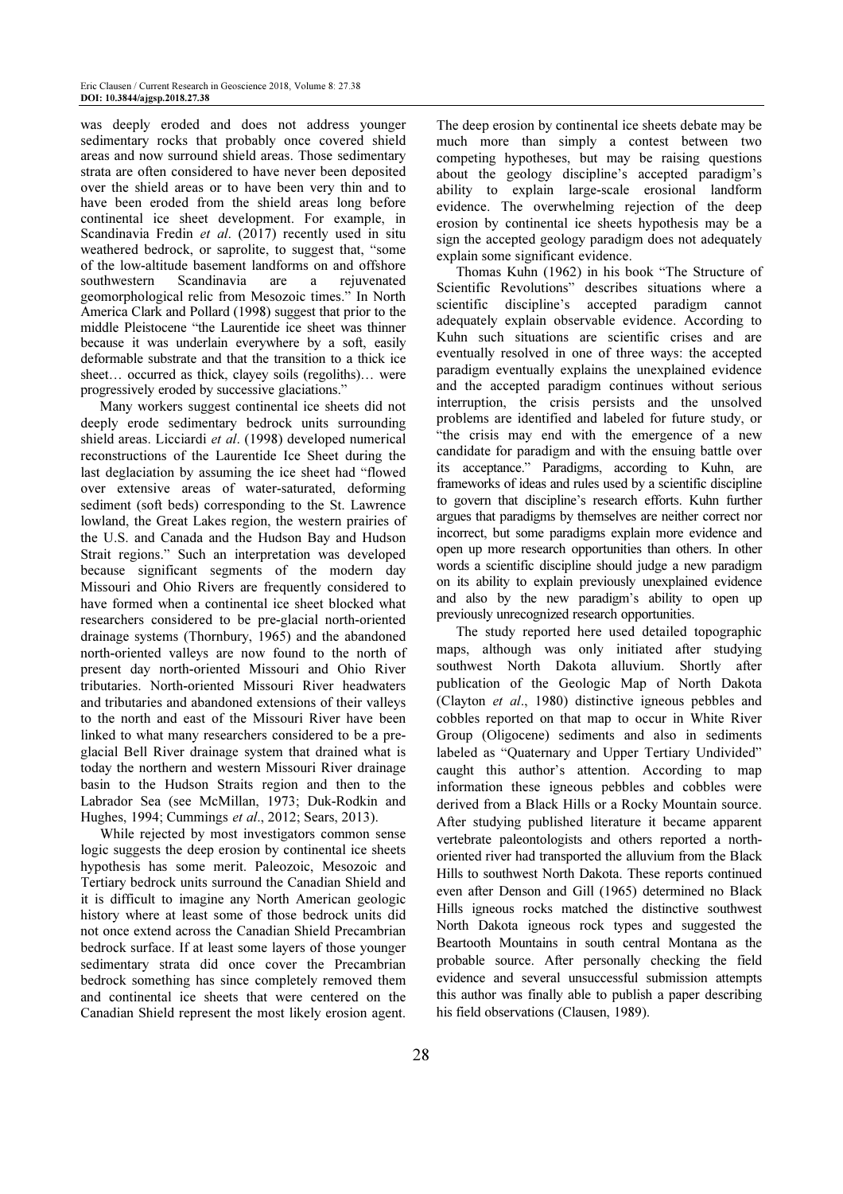was deeply eroded and does not address younger sedimentary rocks that probably once covered shield areas and now surround shield areas. Those sedimentary strata are often considered to have never been deposited over the shield areas or to have been very thin and to have been eroded from the shield areas long before continental ice sheet development. For example, in Scandinavia Fredin *et al*. (2017) recently used in situ weathered bedrock, or saprolite, to suggest that, "some of the low-altitude basement landforms on and offshore southwestern Scandinavia are a rejuvenated geomorphological relic from Mesozoic times." In North America Clark and Pollard (1998) suggest that prior to the middle Pleistocene "the Laurentide ice sheet was thinner because it was underlain everywhere by a soft, easily deformable substrate and that the transition to a thick ice sheet… occurred as thick, clayey soils (regoliths)… were progressively eroded by successive glaciations."

Many workers suggest continental ice sheets did not deeply erode sedimentary bedrock units surrounding shield areas. Licciardi *et al*. (1998) developed numerical reconstructions of the Laurentide Ice Sheet during the last deglaciation by assuming the ice sheet had "flowed over extensive areas of water-saturated, deforming sediment (soft beds) corresponding to the St. Lawrence lowland, the Great Lakes region, the western prairies of the U.S. and Canada and the Hudson Bay and Hudson Strait regions." Such an interpretation was developed because significant segments of the modern day Missouri and Ohio Rivers are frequently considered to have formed when a continental ice sheet blocked what researchers considered to be pre-glacial north-oriented drainage systems (Thornbury, 1965) and the abandoned north-oriented valleys are now found to the north of present day north-oriented Missouri and Ohio River tributaries. North-oriented Missouri River headwaters and tributaries and abandoned extensions of their valleys to the north and east of the Missouri River have been linked to what many researchers considered to be a pre-glacial Bell River drainage system that drained what is today the northern and western Missouri River drainage basin to the Hudson Straits region and then to the Labrador Sea (see McMillan, 1973; Duk-Rodkin and Hughes, 1994; Cummings *et al*., 2012; Sears, 2013).

While rejected by most investigators common sense logic suggests the deep erosion by continental ice sheets hypothesis has some merit. Paleozoic, Mesozoic and Tertiary bedrock units surround the Canadian Shield and it is difficult to imagine any North American geologic history where at least some of those bedrock units did not once extend across the Canadian Shield Precambrian bedrock surface. If at least some layers of those younger sedimentary strata did once cover the Precambrian bedrock something has since completely removed them and continental ice sheets that were centered on the Canadian Shield represent the most likely erosion agent. The deep erosion by continental ice sheets debate may be much more than simply a contest between two competing hypotheses, but may be raising questions about the geology discipline's accepted paradigm's ability to explain large-scale erosional landform evidence. The overwhelming rejection of the deep erosion by continental ice sheets hypothesis may be a sign the accepted geology paradigm does not adequately explain some significant evidence.

Thomas Kuhn (1962) in his book "The Structure of Scientific Revolutions" describes situations where a scientific discipline's accepted paradigm cannot adequately explain observable evidence. According to Kuhn such situations are scientific crises and are eventually resolved in one of three ways: the accepted paradigm eventually explains the unexplained evidence and the accepted paradigm continues without serious interruption, the crisis persists and the unsolved problems are identified and labeled for future study, or "the crisis may end with the emergence of a new candidate for paradigm and with the ensuing battle over its acceptance." Paradigms, according to Kuhn, are frameworks of ideas and rules used by a scientific discipline to govern that discipline's research efforts. Kuhn further argues that paradigms by themselves are neither correct nor incorrect, but some paradigms explain more evidence and open up more research opportunities than others. In other words a scientific discipline should judge a new paradigm on its ability to explain previously unexplained evidence and also by the new paradigm's ability to open up previously unrecognized research opportunities.

The study reported here used detailed topographic maps, although was only initiated after studying southwest North Dakota alluvium. Shortly after publication of the Geologic Map of North Dakota (Clayton *et al*., 1980) distinctive igneous pebbles and cobbles reported on that map to occur in White River Group (Oligocene) sediments and also in sediments labeled as "Quaternary and Upper Tertiary Undivided" caught this author's attention. According to map information these igneous pebbles and cobbles were derived from a Black Hills or a Rocky Mountain source. After studying published literature it became apparent vertebrate paleontologists and others reported a north-oriented river had transported the alluvium from the Black Hills to southwest North Dakota. These reports continued even after Denson and Gill (1965) determined no Black Hills igneous rocks matched the distinctive southwest North Dakota igneous rock types and suggested the Beartooth Mountains in south central Montana as the probable source. After personally checking the field evidence and several unsuccessful submission attempts this author was finally able to publish a paper describing his field observations (Clausen, 1989).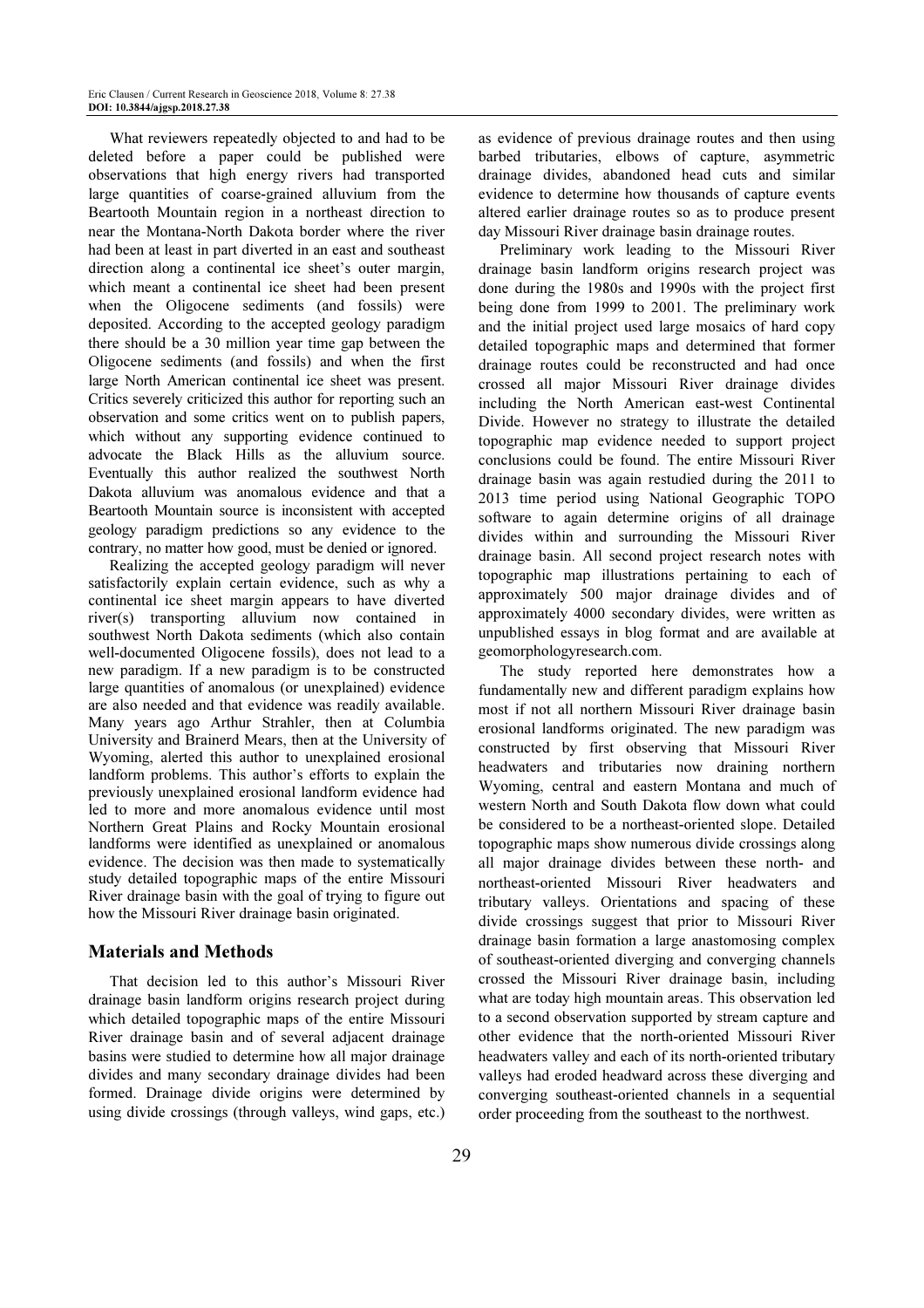What reviewers repeatedly objected to and had to be deleted before a paper could be published were observations that high energy rivers had transported large quantities of coarse-grained alluvium from the Beartooth Mountain region in a northeast direction to near the Montana-North Dakota border where the river had been at least in part diverted in an east and southeast direction along a continental ice sheet's outer margin, which meant a continental ice sheet had been present when the Oligocene sediments (and fossils) were deposited. According to the accepted geology paradigm there should be a 30 million year time gap between the Oligocene sediments (and fossils) and when the first large North American continental ice sheet was present. Critics severely criticized this author for reporting such an observation and some critics went on to publish papers, which without any supporting evidence continued to advocate the Black Hills as the alluvium source. Eventually this author realized the southwest North Dakota alluvium was anomalous evidence and that a Beartooth Mountain source is inconsistent with accepted geology paradigm predictions so any evidence to the contrary, no matter how good, must be denied or ignored.

Realizing the accepted geology paradigm will never satisfactorily explain certain evidence, such as why a continental ice sheet margin appears to have diverted river(s) transporting alluvium now contained in southwest North Dakota sediments (which also contain well-documented Oligocene fossils), does not lead to a new paradigm. If a new paradigm is to be constructed large quantities of anomalous (or unexplained) evidence are also needed and that evidence was readily available. Many years ago Arthur Strahler, then at Columbia University and Brainerd Mears, then at the University of Wyoming, alerted this author to unexplained erosional landform problems. This author's efforts to explain the previously unexplained erosional landform evidence had led to more and more anomalous evidence until most Northern Great Plains and Rocky Mountain erosional landforms were identified as unexplained or anomalous evidence. The decision was then made to systematically study detailed topographic maps of the entire Missouri River drainage basin with the goal of trying to figure out how the Missouri River drainage basin originated.

## Materials and Methods

That decision led to this author's Missouri River drainage basin landform origins research project during which detailed topographic maps of the entire Missouri River drainage basin and of several adjacent drainage basins were studied to determine how all major drainage divides and many secondary drainage divides had been formed. Drainage divide origins were determined by using divide crossings (through valleys, wind gaps, etc.) as evidence of previous drainage routes and then using barbed tributaries, elbows of capture, asymmetric drainage divides, abandoned head cuts and similar evidence to determine how thousands of capture events altered earlier drainage routes so as to produce present day Missouri River drainage basin drainage routes.

Preliminary work leading to the Missouri River drainage basin landform origins research project was done during the 1980s and 1990s with the project first being done from 1999 to 2001. The preliminary work and the initial project used large mosaics of hard copy detailed topographic maps and determined that former drainage routes could be reconstructed and had once crossed all major Missouri River drainage divides including the North American east-west Continental Divide. However no strategy to illustrate the detailed topographic map evidence needed to support project conclusions could be found. The entire Missouri River drainage basin was again restudied during the 2011 to 2013 time period using National Geographic TOPO software to again determine origins of all drainage divides within and surrounding the Missouri River drainage basin. All second project research notes with topographic map illustrations pertaining to each of approximately 500 major drainage divides and of approximately 4000 secondary divides, were written as unpublished essays in blog format and are available at geomorphologyresearch.com.

The study reported here demonstrates how a fundamentally new and different paradigm explains how most if not all northern Missouri River drainage basin erosional landforms originated. The new paradigm was constructed by first observing that Missouri River headwaters and tributaries now draining northern Wyoming, central and eastern Montana and much of western North and South Dakota flow down what could be considered to be a northeast-oriented slope. Detailed topographic maps show numerous divide crossings along all major drainage divides between these north- and northeast-oriented Missouri River headwaters and tributary valleys. Orientations and spacing of these divide crossings suggest that prior to Missouri River drainage basin formation a large anastomosing complex of southeast-oriented diverging and converging channels crossed the Missouri River drainage basin, including what are today high mountain areas. This observation led to a second observation supported by stream capture and other evidence that the north-oriented Missouri River headwaters valley and each of its north-oriented tributary valleys had eroded headward across these diverging and converging southeast-oriented channels in a sequential order proceeding from the southeast to the northwest.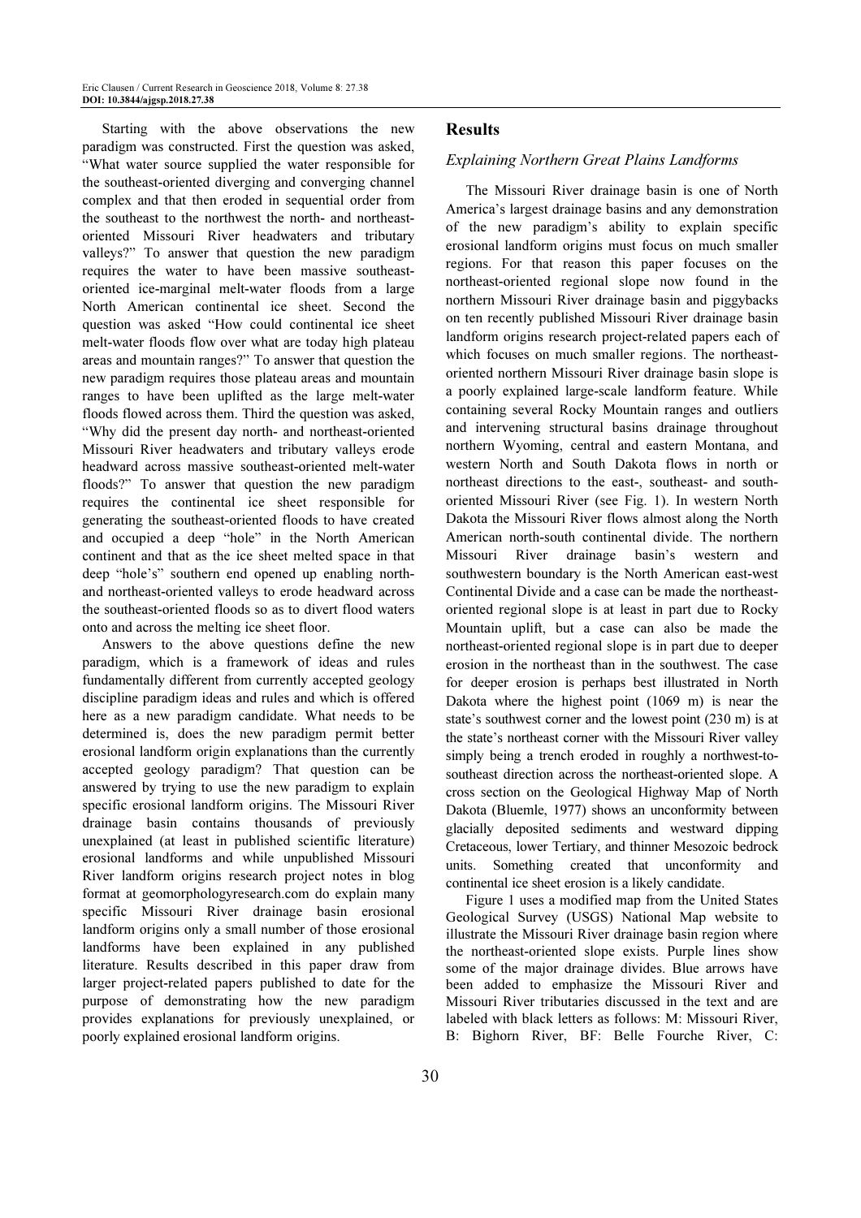Starting with the above observations the new paradigm was constructed. First the question was asked, "What water source supplied the water responsible for the southeast-oriented diverging and converging channel complex and that then eroded in sequential order from the southeast to the northwest the north- and northeast-oriented Missouri River headwaters and tributary valleys?" To answer that question the new paradigm requires the water to have been massive southeast-oriented ice-marginal melt-water floods from a large North American continental ice sheet. Second the question was asked "How could continental ice sheet melt-water floods flow over what are today high plateau areas and mountain ranges?" To answer that question the new paradigm requires those plateau areas and mountain ranges to have been uplifted as the large melt-water floods flowed across them. Third the question was asked, "Why did the present day north- and northeast-oriented Missouri River headwaters and tributary valleys erode headward across massive southeast-oriented melt-water floods?" To answer that question the new paradigm requires the continental ice sheet responsible for generating the southeast-oriented floods to have created and occupied a deep "hole" in the North American continent and that as the ice sheet melted space in that deep "hole's" southern end opened up enabling north- and northeast-oriented valleys to erode headward across the southeast-oriented floods so as to divert flood waters onto and across the melting ice sheet floor.

Answers to the above questions define the new paradigm, which is a framework of ideas and rules fundamentally different from currently accepted geology discipline paradigm ideas and rules and which is offered here as a new paradigm candidate. What needs to be determined is, does the new paradigm permit better erosional landform origin explanations than the currently accepted geology paradigm? That question can be answered by trying to use the new paradigm to explain specific erosional landform origins. The Missouri River drainage basin contains thousands of previously unexplained (at least in published scientific literature) erosional landforms and while unpublished Missouri River landform origins research project notes in blog format at geomorphologyresearch.com do explain many specific Missouri River drainage basin erosional landform origins only a small number of those erosional landforms have been explained in any published literature. Results described in this paper draw from larger project-related papers published to date for the purpose of demonstrating how the new paradigm provides explanations for previously unexplained, or poorly explained erosional landform origins.

## Results

### *Explaining Northern Great Plains Landforms*

The Missouri River drainage basin is one of North America's largest drainage basins and any demonstration of the new paradigm's ability to explain specific erosional landform origins must focus on much smaller regions. For that reason this paper focuses on the northeast-oriented regional slope now found in the northern Missouri River drainage basin and piggybacks on ten recently published Missouri River drainage basin landform origins research project-related papers each of which focuses on much smaller regions. The northeast-oriented northern Missouri River drainage basin slope is a poorly explained large-scale landform feature. While containing several Rocky Mountain ranges and outliers and intervening structural basins drainage throughout northern Wyoming, central and eastern Montana, and western North and South Dakota flows in north or northeast directions to the east-, southeast- and south-oriented Missouri River (see Fig. 1). In western North Dakota the Missouri River flows almost along the North American north-south continental divide. The northern Missouri River drainage basin's western and southwestern boundary is the North American east-west Continental Divide and a case can be made the northeast-oriented regional slope is at least in part due to Rocky Mountain uplift, but a case can also be made the northeast-oriented regional slope is in part due to deeper erosion in the northeast than in the southwest. The case for deeper erosion is perhaps best illustrated in North Dakota where the highest point (1069 m) is near the state's southwest corner and the lowest point (230 m) is at the state's northeast corner with the Missouri River valley simply being a trench eroded in roughly a northwest-to-southeast direction across the northeast-oriented slope. A cross section on the Geological Highway Map of North Dakota (Bluemle, 1977) shows an unconformity between glacially deposited sediments and westward dipping Cretaceous, lower Tertiary, and thinner Mesozoic bedrock units. Something created that unconformity and continental ice sheet erosion is a likely candidate.

Figure 1 uses a modified map from the United States Geological Survey (USGS) National Map website to illustrate the Missouri River drainage basin region where the northeast-oriented slope exists. Purple lines show some of the major drainage divides. Blue arrows have been added to emphasize the Missouri River and Missouri River tributaries discussed in the text and are labeled with black letters as follows: M: Missouri River, B: Bighorn River, BF: Belle Fourche River, C: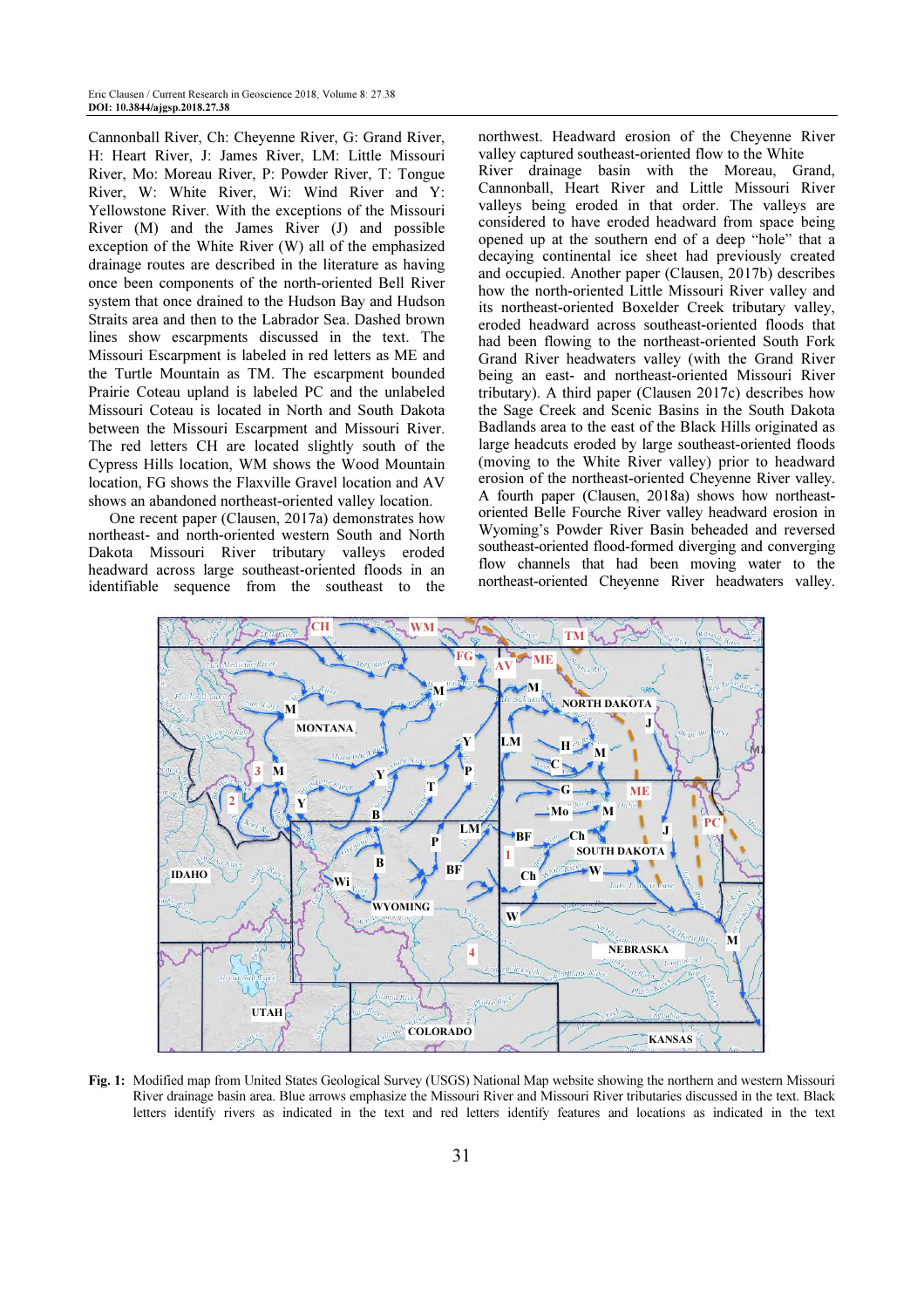Cannonball River, Ch: Cheyenne River, G: Grand River, H: Heart River, J: James River, LM: Little Missouri River, Mo: Moreau River, P: Powder River, T: Tongue River, W: White River, Wi: Wind River and Y: Yellowstone River. With the exceptions of the Missouri River (M) and the James River (J) and possible exception of the White River (W) all of the emphasized drainage routes are described in the literature as having once been components of the north-oriented Bell River system that once drained to the Hudson Bay and Hudson Straits area and then to the Labrador Sea. Dashed brown lines show escarpments discussed in the text. The Missouri Escarpment is labeled in red letters as ME and the Turtle Mountain as TM. The escarpment bounded Prairie Coteau upland is labeled PC and the unlabeled Missouri Coteau is located in North and South Dakota between the Missouri Escarpment and Missouri River. The red letters CH are located slightly south of the Cypress Hills location, WM shows the Wood Mountain location, FG shows the Flaxville Gravel location and AV shows an abandoned northeast-oriented valley location.

One recent paper (Clausen, 2017a) demonstrates how northeast- and north-oriented western South and North Dakota Missouri River tributary valleys eroded headward across large southeast-oriented floods in an identifiable sequence from the southeast to the northwest. Headward erosion of the Cheyenne River valley captured southeast-oriented flow to the White River drainage basin with the Moreau, Grand, Cannonball, Heart River and Little Missouri River valleys being eroded in that order. The valleys are considered to have eroded headward from space being opened up at the southern end of a deep "hole" that a decaying continental ice sheet had previously created and occupied. Another paper (Clausen, 2017b) describes how the north-oriented Little Missouri River valley and its northeast-oriented Boxelder Creek tributary valley, eroded headward across southeast-oriented floods that had been flowing to the northeast-oriented South Fork Grand River headwaters valley (with the Grand River being an east- and northeast-oriented Missouri River tributary). A third paper (Clausen 2017c) describes how the Sage Creek and Scenic Basins in the South Dakota Badlands area to the east of the Black Hills originated as large headcuts eroded by large southeast-oriented floods (moving to the White River valley) prior to headward erosion of the northeast-oriented Cheyenne River valley. A fourth paper (Clausen, 2018a) shows how northeast-oriented Belle Fourche River valley headward erosion in Wyoming's Powder River Basin beheaded and reversed southeast-oriented flood-formed diverging and converging flow channels that had been moving water to the northeast-oriented Cheyenne River headwaters valley.

**Fig. 1:** Modified map from United States Geological Survey (USGS) National Map website showing the northern and western Missouri River drainage basin area. Blue arrows emphasize the Missouri River and Missouri River tributaries discussed in the text. Black letters identify rivers as indicated in the text and red letters identify features and locations as indicated in the text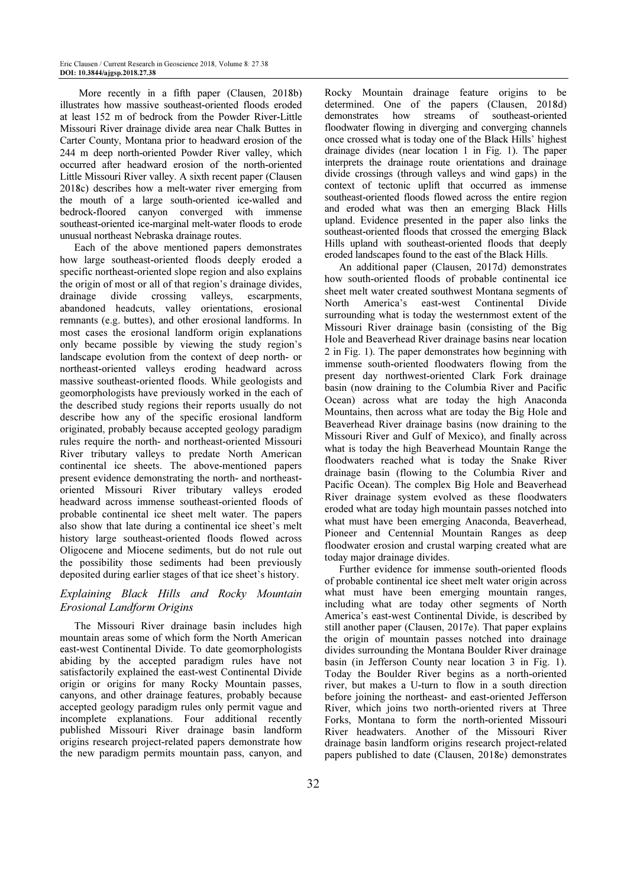More recently in a fifth paper (Clausen, 2018b) illustrates how massive southeast-oriented floods eroded at least 152 m of bedrock from the Powder River-Little Missouri River drainage divide area near Chalk Buttes in Carter County, Montana prior to headward erosion of the 244 m deep north-oriented Powder River valley, which occurred after headward erosion of the north-oriented Little Missouri River valley. A sixth recent paper (Clausen 2018c) describes how a melt-water river emerging from the mouth of a large south-oriented ice-walled and bedrock-floored canyon converged with immense southeast-oriented ice-marginal melt-water floods to erode unusual northeast Nebraska drainage routes.

Each of the above mentioned papers demonstrates how large southeast-oriented floods deeply eroded a specific northeast-oriented slope region and also explains the origin of most or all of that region's drainage divides, drainage divide crossing valleys, escarpments, abandoned headcuts, valley orientations, erosional remnants (e.g. buttes), and other erosional landforms. In most cases the erosional landform origin explanations only became possible by viewing the study region's landscape evolution from the context of deep north- or northeast-oriented valleys eroding headward across massive southeast-oriented floods. While geologists and geomorphologists have previously worked in the each of the described study regions their reports usually do not describe how any of the specific erosional landform originated, probably because accepted geology paradigm rules require the north- and northeast-oriented Missouri River tributary valleys to predate North American continental ice sheets. The above-mentioned papers present evidence demonstrating the north- and northeast-oriented Missouri River tributary valleys eroded headward across immense southeast-oriented floods of probable continental ice sheet melt water. The papers also show that late during a continental ice sheet's melt history large southeast-oriented floods flowed across Oligocene and Miocene sediments, but do not rule out the possibility those sediments had been previously deposited during earlier stages of that ice sheet's history.

## *Explaining Black Hills and Rocky Mountain Erosional Landform Origins*

The Missouri River drainage basin includes high mountain areas some of which form the North American east-west Continental Divide. To date geomorphologists abiding by the accepted paradigm rules have not satisfactorily explained the east-west Continental Divide origin or origins for many Rocky Mountain passes, canyons, and other drainage features, probably because accepted geology paradigm rules only permit vague and incomplete explanations. Four additional recently published Missouri River drainage basin landform origins research project-related papers demonstrate how the new paradigm permits mountain pass, canyon, and Rocky Mountain drainage feature origins to be determined. One of the papers (Clausen, 2018d) demonstrates how streams of southeast-oriented floodwater flowing in diverging and converging channels once crossed what is today one of the Black Hills' highest drainage divides (near location 1 in Fig. 1). The paper interprets the drainage route orientations and drainage divide crossings (through valleys and wind gaps) in the context of tectonic uplift that occurred as immense southeast-oriented floods flowed across the entire region and eroded what was then an emerging Black Hills upland. Evidence presented in the paper also links the southeast-oriented floods that crossed the emerging Black Hills upland with southeast-oriented floods that deeply eroded landscapes found to the east of the Black Hills.

An additional paper (Clausen, 2017d) demonstrates how south-oriented floods of probable continental ice sheet melt water created southwest Montana segments of North America's east-west Continental Divide surrounding what is today the westernmost extent of the Missouri River drainage basin (consisting of the Big Hole and Beaverhead River drainage basins near location 2 in Fig. 1). The paper demonstrates how beginning with immense south-oriented floodwaters flowing from the present day northwest-oriented Clark Fork drainage basin (now draining to the Columbia River and Pacific Ocean) across what are today the high Anaconda Mountains, then across what are today the Big Hole and Beaverhead River drainage basins (now draining to the Missouri River and Gulf of Mexico), and finally across what is today the high Beaverhead Mountain Range the floodwaters reached what is today the Snake River drainage basin (flowing to the Columbia River and Pacific Ocean). The complex Big Hole and Beaverhead River drainage system evolved as these floodwaters eroded what are today high mountain passes notched into what must have been emerging Anaconda, Beaverhead, Pioneer and Centennial Mountain Ranges as deep floodwater erosion and crustal warping created what are today major drainage divides.

Further evidence for immense south-oriented floods of probable continental ice sheet melt water origin across what must have been emerging mountain ranges, including what are today other segments of North America's east-west Continental Divide, is described by still another paper (Clausen, 2017e). That paper explains the origin of mountain passes notched into drainage divides surrounding the Montana Boulder River drainage basin (in Jefferson County near location 3 in Fig. 1). Today the Boulder River begins as a north-oriented river, but makes a U-turn to flow in a south direction before joining the northeast- and east-oriented Jefferson River, which joins two north-oriented rivers at Three Forks, Montana to form the north-oriented Missouri River headwaters. Another of the Missouri River drainage basin landform origins research project-related papers published to date (Clausen, 2018e) demonstrates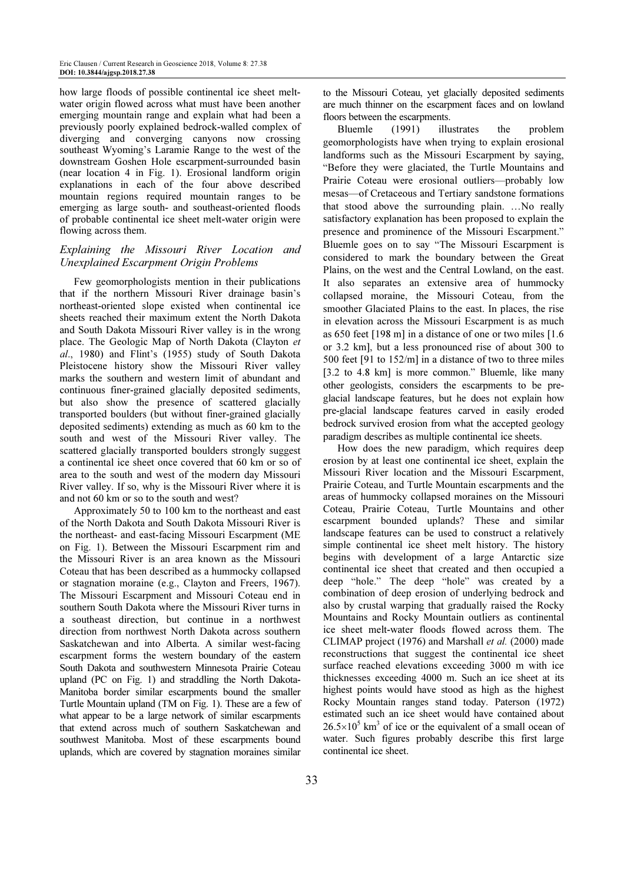how large floods of possible continental ice sheet melt-water origin flowed across what must have been another emerging mountain range and explain what had been a previously poorly explained bedrock-walled complex of diverging and converging canyons now crossing southeast Wyoming's Laramie Range to the west of the downstream Goshen Hole escarpment-surrounded basin (near location 4 in Fig. 1). Erosional landform origin explanations in each of the four above described mountain regions required mountain ranges to be emerging as large south- and southeast-oriented floods of probable continental ice sheet melt-water origin were flowing across them.

### *Explaining the Missouri River Location and Unexplained Escarpment Origin Problems*

Few geomorphologists mention in their publications that if the northern Missouri River drainage basin's northeast-oriented slope existed when continental ice sheets reached their maximum extent the North Dakota and South Dakota Missouri River valley is in the wrong place. The Geologic Map of North Dakota (Clayton *et al*., 1980) and Flint's (1955) study of South Dakota Pleistocene history show the Missouri River valley marks the southern and western limit of abundant and continuous finer-grained glacially deposited sediments, but also show the presence of scattered glacially transported boulders (but without finer-grained glacially deposited sediments) extending as much as 60 km to the south and west of the Missouri River valley. The scattered glacially transported boulders strongly suggest a continental ice sheet once covered that 60 km or so of area to the south and west of the modern day Missouri River valley. If so, why is the Missouri River where it is and not 60 km or so to the south and west?

Approximately 50 to 100 km to the northeast and east of the North Dakota and South Dakota Missouri River is the northeast- and east-facing Missouri Escarpment (ME on Fig. 1). Between the Missouri Escarpment rim and the Missouri River is an area known as the Missouri Coteau that has been described as a hummocky collapsed or stagnation moraine (e.g., Clayton and Freers, 1967). The Missouri Escarpment and Missouri Coteau end in southern South Dakota where the Missouri River turns in a southeast direction, but continue in a northwest direction from northwest North Dakota across southern Saskatchewan and into Alberta. A similar west-facing escarpment forms the western boundary of the eastern South Dakota and southwestern Minnesota Prairie Coteau upland (PC on Fig. 1) and straddling the North Dakota-Manitoba border similar escarpments bound the smaller Turtle Mountain upland (TM on Fig. 1). These are a few of what appear to be a large network of similar escarpments that extend across much of southern Saskatchewan and southwest Manitoba. Most of these escarpments bound uplands, which are covered by stagnation moraines similar to the Missouri Coteau, yet glacially deposited sediments are much thinner on the escarpment faces and on lowland floors between the escarpments.

Bluemle (1991) illustrates the problem geomorphologists have when trying to explain erosional landforms such as the Missouri Escarpment by saying, "Before they were glaciated, the Turtle Mountains and Prairie Coteau were erosional outliers—probably low mesas—of Cretaceous and Tertiary sandstone formations that stood above the surrounding plain. …No really satisfactory explanation has been proposed to explain the presence and prominence of the Missouri Escarpment." Bluemle goes on to say "The Missouri Escarpment is considered to mark the boundary between the Great Plains, on the west and the Central Lowland, on the east. It also separates an extensive area of hummocky collapsed moraine, the Missouri Coteau, from the smoother Glaciated Plains to the east. In places, the rise in elevation across the Missouri Escarpment is as much as 650 feet [198 m] in a distance of one or two miles [1.6 or 3.2 km], but a less pronounced rise of about 300 to 500 feet [91 to 152/m] in a distance of two to three miles [3.2 to 4.8 km] is more common." Bluemle, like many other geologists, considers the escarpments to be pre-glacial landscape features, but he does not explain how pre-glacial landscape features carved in easily eroded bedrock survived erosion from what the accepted geology paradigm describes as multiple continental ice sheets.

How does the new paradigm, which requires deep erosion by at least one continental ice sheet, explain the Missouri River location and the Missouri Escarpment, Prairie Coteau, and Turtle Mountain escarpments and the areas of hummocky collapsed moraines on the Missouri Coteau, Prairie Coteau, Turtle Mountains and other escarpment bounded uplands? These and similar landscape features can be used to construct a relatively simple continental ice sheet melt history. The history begins with development of a large Antarctic size continental ice sheet that created and then occupied a deep "hole." The deep "hole" was created by a combination of deep erosion of underlying bedrock and also by crustal warping that gradually raised the Rocky Mountains and Rocky Mountain outliers as continental ice sheet melt-water floods flowed across them. The CLIMAP project (1976) and Marshall *et al.* (2000) made reconstructions that suggest the continental ice sheet surface reached elevations exceeding 3000 m with ice thicknesses exceeding 4000 m. Such an ice sheet at its highest points would have stood as high as the highest Rocky Mountain ranges stand today. Paterson (1972) estimated such an ice sheet would have contained about $26.5 \times 10^5$ km$^3$ of ice or the equivalent of a small ocean of water. Such figures probably describe this first large continental ice sheet.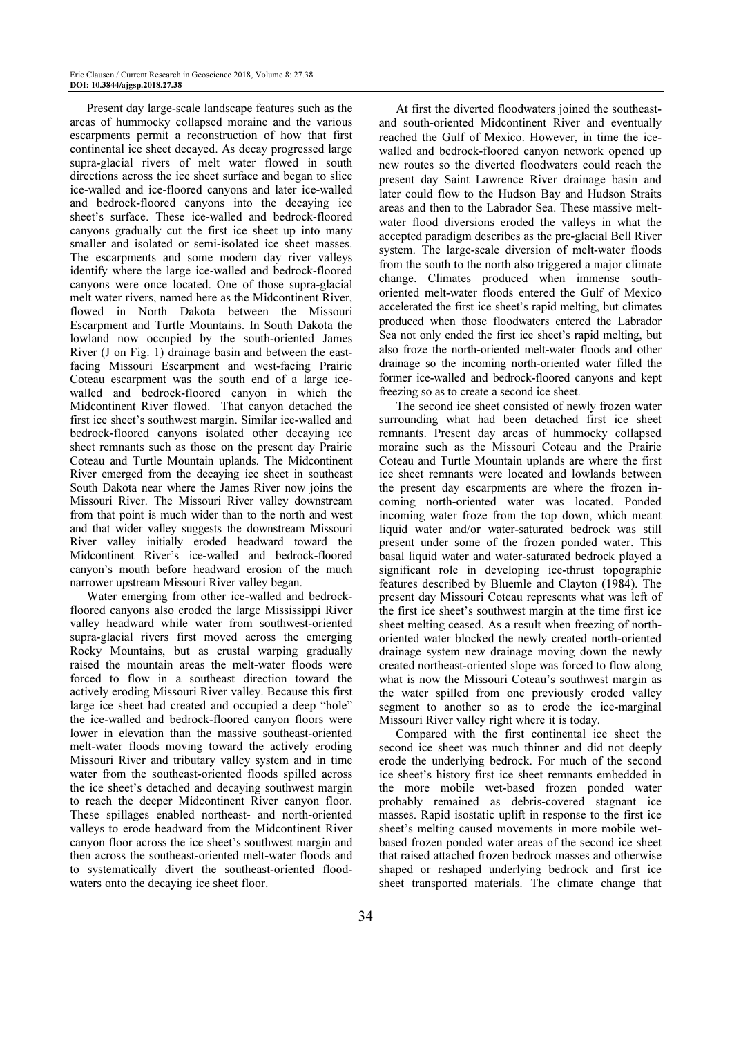Present day large-scale landscape features such as the areas of hummocky collapsed moraine and the various escarpments permit a reconstruction of how that first continental ice sheet decayed. As decay progressed large supra-glacial rivers of melt water flowed in south directions across the ice sheet surface and began to slice ice-walled and ice-floored canyons and later ice-walled and bedrock-floored canyons into the decaying ice sheet's surface. These ice-walled and bedrock-floored canyons gradually cut the first ice sheet up into many smaller and isolated or semi-isolated ice sheet masses. The escarpments and some modern day river valleys identify where the large ice-walled and bedrock-floored canyons were once located. One of those supra-glacial melt water rivers, named here as the Midcontinent River, flowed in North Dakota between the Missouri Escarpment and Turtle Mountains. In South Dakota the lowland now occupied by the south-oriented James River (J on Fig. 1) drainage basin and between the east-facing Missouri Escarpment and west-facing Prairie Coteau escarpment was the south end of a large ice-walled and bedrock-floored canyon in which the Midcontinent River flowed. That canyon detached the first ice sheet's southwest margin. Similar ice-walled and bedrock-floored canyons isolated other decaying ice sheet remnants such as those on the present day Prairie Coteau and Turtle Mountain uplands. The Midcontinent River emerged from the decaying ice sheet in southeast South Dakota near where the James River now joins the Missouri River. The Missouri River valley downstream from that point is much wider than to the north and west and that wider valley suggests the downstream Missouri River valley initially eroded headward toward the Midcontinent River's ice-walled and bedrock-floored canyon's mouth before headward erosion of the much narrower upstream Missouri River valley began.

Water emerging from other ice-walled and bedrock-floored canyons also eroded the large Mississippi River valley headward while water from southwest-oriented supra-glacial rivers first moved across the emerging Rocky Mountains, but as crustal warping gradually raised the mountain areas the melt-water floods were forced to flow in a southeast direction toward the actively eroding Missouri River valley. Because this first large ice sheet had created and occupied a deep "hole" the ice-walled and bedrock-floored canyon floors were lower in elevation than the massive southeast-oriented melt-water floods moving toward the actively eroding Missouri River and tributary valley system and in time water from the southeast-oriented floods spilled across the ice sheet's detached and decaying southwest margin to reach the deeper Midcontinent River canyon floor. These spillages enabled northeast- and north-oriented valleys to erode headward from the Midcontinent River canyon floor across the ice sheet's southwest margin and then across the southeast-oriented melt-water floods and to systematically divert the southeast-oriented floodwaters onto the decaying ice sheet floor.

At first the diverted floodwaters joined the southeast- and south-oriented Midcontinent River and eventually reached the Gulf of Mexico. However, in time the ice-walled and bedrock-floored canyon network opened up new routes so the diverted floodwaters could reach the present day Saint Lawrence River drainage basin and later could flow to the Hudson Bay and Hudson Straits areas and then to the Labrador Sea. These massive melt-water flood diversions eroded the valleys in what the accepted paradigm describes as the pre-glacial Bell River system. The large-scale diversion of melt-water floods from the south to the north also triggered a major climate change. Climates produced when immense south-oriented melt-water floods entered the Gulf of Mexico accelerated the first ice sheet's rapid melting, but climates produced when those floodwaters entered the Labrador Sea not only ended the first ice sheet's rapid melting, but also froze the north-oriented melt-water floods and other drainage so the incoming north-oriented water filled the former ice-walled and bedrock-floored canyons and kept freezing so as to create a second ice sheet.

The second ice sheet consisted of newly frozen water surrounding what had been detached first ice sheet remnants. Present day areas of hummocky collapsed moraine such as the Missouri Coteau and the Prairie Coteau and Turtle Mountain uplands are where the first ice sheet remnants were located and lowlands between the present day escarpments are where the frozen in-coming north-oriented water was located. Ponded incoming water froze from the top down, which meant liquid water and/or water-saturated bedrock was still present under some of the frozen ponded water. This basal liquid water and water-saturated bedrock played a significant role in developing ice-thrust topographic features described by Bluemle and Clayton (1984). The present day Missouri Coteau represents what was left of the first ice sheet's southwest margin at the time first ice sheet melting ceased. As a result when freezing of north-oriented water blocked the newly created north-oriented drainage system new drainage moving down the newly created northeast-oriented slope was forced to flow along what is now the Missouri Coteau's southwest margin as the water spilled from one previously eroded valley segment to another so as to erode the ice-marginal Missouri River valley right where it is today.

Compared with the first continental ice sheet the second ice sheet was much thinner and did not deeply erode the underlying bedrock. For much of the second ice sheet's history first ice sheet remnants embedded in the more mobile wet-based frozen ponded water probably remained as debris-covered stagnant ice masses. Rapid isostatic uplift in response to the first ice sheet's melting caused movements in more mobile wet-based frozen ponded water areas of the second ice sheet that raised attached frozen bedrock masses and otherwise shaped or reshaped underlying bedrock and first ice sheet transported materials. The climate change that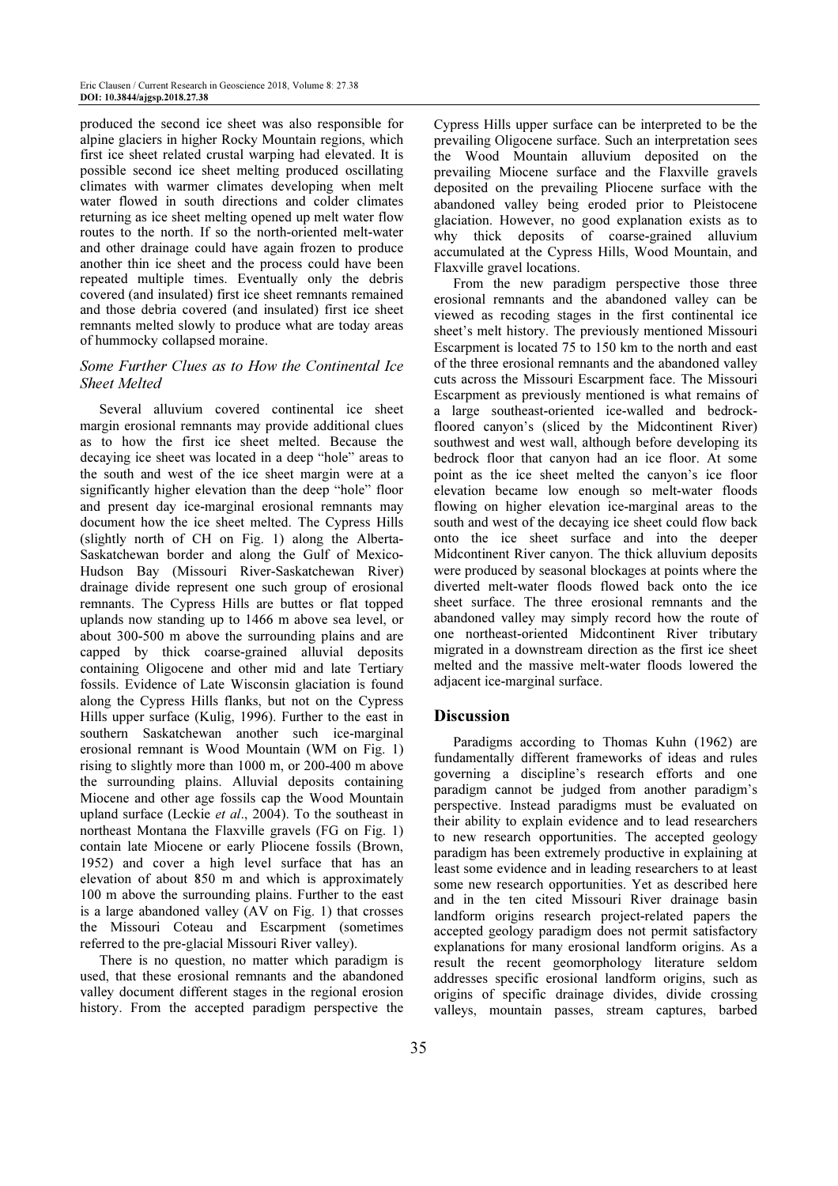produced the second ice sheet was also responsible for alpine glaciers in higher Rocky Mountain regions, which first ice sheet related crustal warping had elevated. It is possible second ice sheet melting produced oscillating climates with warmer climates developing when melt water flowed in south directions and colder climates returning as ice sheet melting opened up melt water flow routes to the north. If so the north-oriented melt-water and other drainage could have again frozen to produce another thin ice sheet and the process could have been repeated multiple times. Eventually only the debris covered (and insulated) first ice sheet remnants remained and those debria covered (and insulated) first ice sheet remnants melted slowly to produce what are today areas of hummocky collapsed moraine.

### *Some Further Clues as to How the Continental Ice Sheet Melted*

Several alluvium covered continental ice sheet margin erosional remnants may provide additional clues as to how the first ice sheet melted. Because the decaying ice sheet was located in a deep "hole" areas to the south and west of the ice sheet margin were at a significantly higher elevation than the deep "hole" floor and present day ice-marginal erosional remnants may document how the ice sheet melted. The Cypress Hills (slightly north of CH on Fig. 1) along the Alberta-Saskatchewan border and along the Gulf of Mexico-Hudson Bay (Missouri River-Saskatchewan River) drainage divide represent one such group of erosional remnants. The Cypress Hills are buttes or flat topped uplands now standing up to 1466 m above sea level, or about 300-500 m above the surrounding plains and are capped by thick coarse-grained alluvial deposits containing Oligocene and other mid and late Tertiary fossils. Evidence of Late Wisconsin glaciation is found along the Cypress Hills flanks, but not on the Cypress Hills upper surface (Kulig, 1996). Further to the east in southern Saskatchewan another such ice-marginal erosional remnant is Wood Mountain (WM on Fig. 1) rising to slightly more than 1000 m, or 200-400 m above the surrounding plains. Alluvial deposits containing Miocene and other age fossils cap the Wood Mountain upland surface (Leckie *et al*., 2004). To the southeast in northeast Montana the Flaxville gravels (FG on Fig. 1) contain late Miocene or early Pliocene fossils (Brown, 1952) and cover a high level surface that has an elevation of about 850 m and which is approximately 100 m above the surrounding plains. Further to the east is a large abandoned valley (AV on Fig. 1) that crosses the Missouri Coteau and Escarpment (sometimes referred to the pre-glacial Missouri River valley).

There is no question, no matter which paradigm is used, that these erosional remnants and the abandoned valley document different stages in the regional erosion history. From the accepted paradigm perspective the Cypress Hills upper surface can be interpreted to be the prevailing Oligocene surface. Such an interpretation sees the Wood Mountain alluvium deposited on the prevailing Miocene surface and the Flaxville gravels deposited on the prevailing Pliocene surface with the abandoned valley being eroded prior to Pleistocene glaciation. However, no good explanation exists as to why thick deposits of coarse-grained alluvium accumulated at the Cypress Hills, Wood Mountain, and Flaxville gravel locations.

From the new paradigm perspective those three erosional remnants and the abandoned valley can be viewed as recoding stages in the first continental ice sheet's melt history. The previously mentioned Missouri Escarpment is located 75 to 150 km to the north and east of the three erosional remnants and the abandoned valley cuts across the Missouri Escarpment face. The Missouri Escarpment as previously mentioned is what remains of a large southeast-oriented ice-walled and bedrock-floored canyon's (sliced by the Midcontinent River) southwest and west wall, although before developing its bedrock floor that canyon had an ice floor. At some point as the ice sheet melted the canyon's ice floor elevation became low enough so melt-water floods flowing on higher elevation ice-marginal areas to the south and west of the decaying ice sheet could flow back onto the ice sheet surface and into the deeper Midcontinent River canyon. The thick alluvium deposits were produced by seasonal blockages at points where the diverted melt-water floods flowed back onto the ice sheet surface. The three erosional remnants and the abandoned valley may simply record how the route of one northeast-oriented Midcontinent River tributary migrated in a downstream direction as the first ice sheet melted and the massive melt-water floods lowered the adjacent ice-marginal surface.

## Discussion

Paradigms according to Thomas Kuhn (1962) are fundamentally different frameworks of ideas and rules governing a discipline's research efforts and one paradigm cannot be judged from another paradigm's perspective. Instead paradigms must be evaluated on their ability to explain evidence and to lead researchers to new research opportunities. The accepted geology paradigm has been extremely productive in explaining at least some evidence and in leading researchers to at least some new research opportunities. Yet as described here and in the ten cited Missouri River drainage basin landform origins research project-related papers the accepted geology paradigm does not permit satisfactory explanations for many erosional landform origins. As a result the recent geomorphology literature seldom addresses specific erosional landform origins, such as origins of specific drainage divides, divide crossing valleys, mountain passes, stream captures, barbed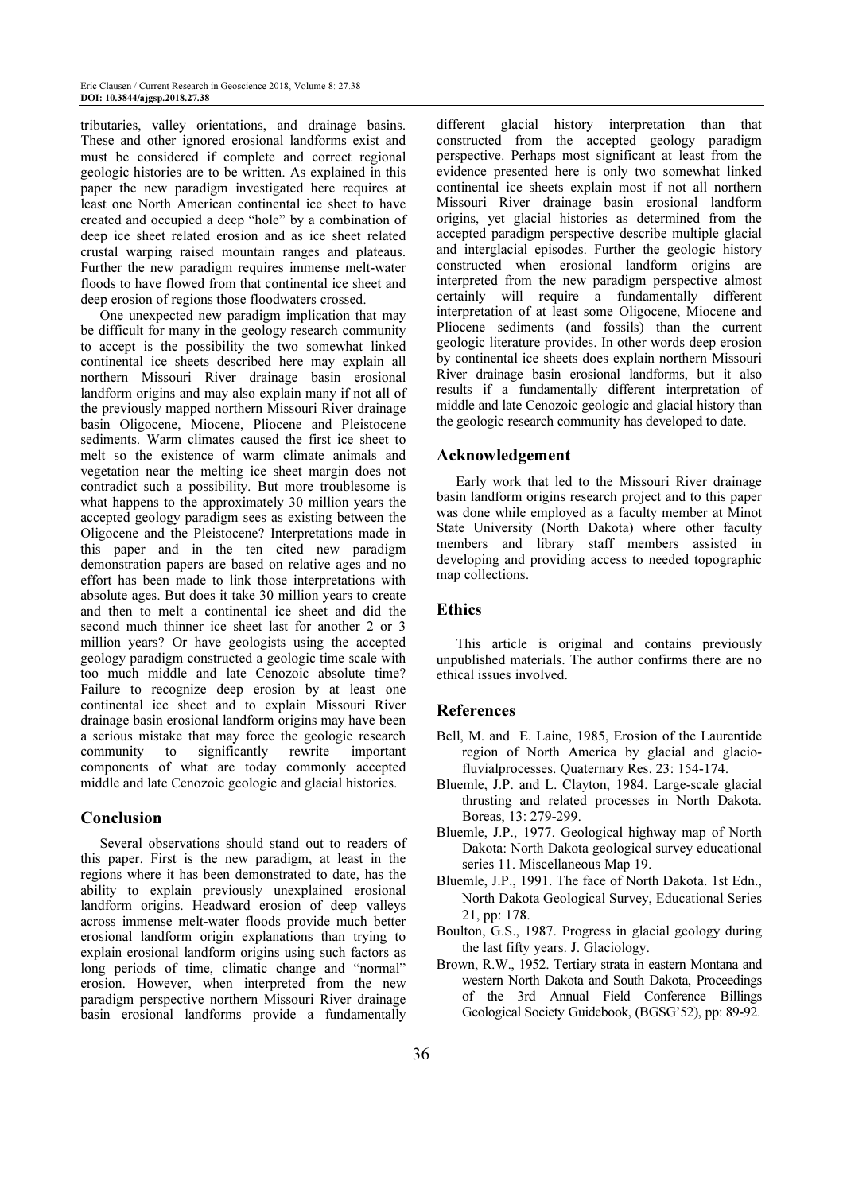tributaries, valley orientations, and drainage basins. These and other ignored erosional landforms exist and must be considered if complete and correct regional geologic histories are to be written. As explained in this paper the new paradigm investigated here requires at least one North American continental ice sheet to have created and occupied a deep "hole" by a combination of deep ice sheet related erosion and as ice sheet related crustal warping raised mountain ranges and plateaus. Further the new paradigm requires immense melt-water floods to have flowed from that continental ice sheet and deep erosion of regions those floodwaters crossed.

One unexpected new paradigm implication that may be difficult for many in the geology research community to accept is the possibility the two somewhat linked continental ice sheets described here may explain all northern Missouri River drainage basin erosional landform origins and may also explain many if not all of the previously mapped northern Missouri River drainage basin Oligocene, Miocene, Pliocene and Pleistocene sediments. Warm climates caused the first ice sheet to melt so the existence of warm climate animals and vegetation near the melting ice sheet margin does not contradict such a possibility. But more troublesome is what happens to the approximately 30 million years the accepted geology paradigm sees as existing between the Oligocene and the Pleistocene? Interpretations made in this paper and in the ten cited new paradigm demonstration papers are based on relative ages and no effort has been made to link those interpretations with absolute ages. But does it take 30 million years to create and then to melt a continental ice sheet and did the second much thinner ice sheet last for another 2 or 3 million years? Or have geologists using the accepted geology paradigm constructed a geologic time scale with too much middle and late Cenozoic absolute time? Failure to recognize deep erosion by at least one continental ice sheet and to explain Missouri River drainage basin erosional landform origins may have been a serious mistake that may force the geologic research community to significantly rewrite important components of what are today commonly accepted middle and late Cenozoic geologic and glacial histories.

## Conclusion

Several observations should stand out to readers of this paper. First is the new paradigm, at least in the regions where it has been demonstrated to date, has the ability to explain previously unexplained erosional landform origins. Headward erosion of deep valleys across immense melt-water floods provide much better erosional landform origin explanations than trying to explain erosional landform origins using such factors as long periods of time, climatic change and "normal" erosion. However, when interpreted from the new paradigm perspective northern Missouri River drainage basin erosional landforms provide a fundamentally different glacial history interpretation than that constructed from the accepted geology paradigm perspective. Perhaps most significant at least from the evidence presented here is only two somewhat linked continental ice sheets explain most if not all northern Missouri River drainage basin erosional landform origins, yet glacial histories as determined from the accepted paradigm perspective describe multiple glacial and interglacial episodes. Further the geologic history constructed when erosional landform origins are interpreted from the new paradigm perspective almost certainly will require a fundamentally different interpretation of at least some Oligocene, Miocene and Pliocene sediments (and fossils) than the current geologic literature provides. In other words deep erosion by continental ice sheets does explain northern Missouri River drainage basin erosional landforms, but it also results if a fundamentally different interpretation of middle and late Cenozoic geologic and glacial history than the geologic research community has developed to date.

## Acknowledgement

Early work that led to the Missouri River drainage basin landform origins research project and to this paper was done while employed as a faculty member at Minot State University (North Dakota) where other faculty members and library staff members assisted in developing and providing access to needed topographic map collections.

## Ethics

This article is original and contains previously unpublished materials. The author confirms there are no ethical issues involved.

## References

Bell, M. and E. Laine, 1985, Erosion of the Laurentide region of North America by glacial and glacio-fluvialprocesses. Quaternary Res. 23: 154-174.

Bluemle, J.P. and L. Clayton, 1984. Large-scale glacial thrusting and related processes in North Dakota. Boreas, 13: 279-299.

Bluemle, J.P., 1977. Geological highway map of North Dakota: North Dakota geological survey educational series 11. Miscellaneous Map 19.

Bluemle, J.P., 1991. The face of North Dakota. 1st Edn., North Dakota Geological Survey, Educational Series 21, pp: 178.

Boulton, G.S., 1987. Progress in glacial geology during the last fifty years. J. Glaciology.

Brown, R.W., 1952. Tertiary strata in eastern Montana and western North Dakota and South Dakota, Proceedings of the 3rd Annual Field Conference Billings Geological Society Guidebook, (BGSG'52), pp: 89-92.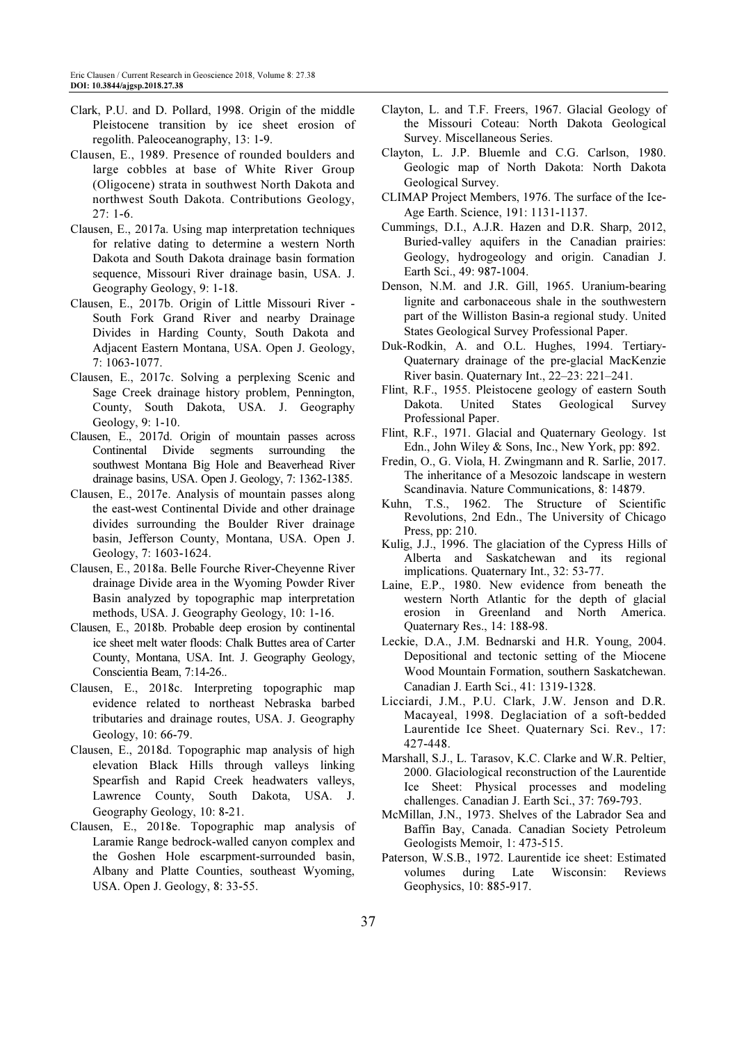Clark, P.U. and D. Pollard, 1998. Origin of the middle Pleistocene transition by ice sheet erosion of regolith. Paleoceanography, 13: 1-9.

Clausen, E., 1989. Presence of rounded boulders and large cobbles at base of White River Group (Oligocene) strata in southwest North Dakota and northwest South Dakota. Contributions Geology, 27: 1-6.

Clausen, E., 2017a. Using map interpretation techniques for relative dating to determine a western North Dakota and South Dakota drainage basin formation sequence, Missouri River drainage basin, USA. J. Geography Geology, 9: 1-18.

Clausen, E., 2017b. Origin of Little Missouri River - South Fork Grand River and nearby Drainage Divides in Harding County, South Dakota and Adjacent Eastern Montana, USA. Open J. Geology, 7: 1063-1077.

Clausen, E., 2017c. Solving a perplexing Scenic and Sage Creek drainage history problem, Pennington, County, South Dakota, USA. J. Geography Geology, 9: 1-10.

Clausen, E., 2017d. Origin of mountain passes across Continental Divide segments surrounding the southwest Montana Big Hole and Beaverhead River drainage basins, USA. Open J. Geology, 7: 1362-1385.

Clausen, E., 2017e. Analysis of mountain passes along the east-west Continental Divide and other drainage divides surrounding the Boulder River drainage basin, Jefferson County, Montana, USA. Open J. Geology, 7: 1603-1624.

Clausen, E., 2018a. Belle Fourche River-Cheyenne River drainage Divide area in the Wyoming Powder River Basin analyzed by topographic map interpretation methods, USA. J. Geography Geology, 10: 1-16.

Clausen, E., 2018b. Probable deep erosion by continental ice sheet melt water floods: Chalk Buttes area of Carter County, Montana, USA. Int. J. Geography Geology, Conscientia Beam, 7:14-26..

Clausen, E., 2018c. Interpreting topographic map evidence related to northeast Nebraska barbed tributaries and drainage routes, USA. J. Geography Geology, 10: 66-79.

Clausen, E., 2018d. Topographic map analysis of high elevation Black Hills through valleys linking Spearfish and Rapid Creek headwaters valleys, Lawrence County, South Dakota, USA. J. Geography Geology, 10: 8-21.

Clausen, E., 2018e. Topographic map analysis of Laramie Range bedrock-walled canyon complex and the Goshen Hole escarpment-surrounded basin, Albany and Platte Counties, southeast Wyoming, USA. Open J. Geology, 8: 33-55.

Clayton, L. and T.F. Freers, 1967. Glacial Geology of the Missouri Coteau: North Dakota Geological Survey. Miscellaneous Series.

Clayton, L. J.P. Bluemle and C.G. Carlson, 1980. Geologic map of North Dakota: North Dakota Geological Survey.

CLIMAP Project Members, 1976. The surface of the Ice-Age Earth. Science, 191: 1131-1137.

Cummings, D.I., A.J.R. Hazen and D.R. Sharp, 2012, Buried-valley aquifers in the Canadian prairies: Geology, hydrogeology and origin. Canadian J. Earth Sci., 49: 987-1004.

Denson, N.M. and J.R. Gill, 1965. Uranium-bearing lignite and carbonaceous shale in the southwestern part of the Williston Basin-a regional study. United States Geological Survey Professional Paper.

Duk-Rodkin, A. and O.L. Hughes, 1994. Tertiary-Quaternary drainage of the pre-glacial MacKenzie River basin. Quaternary Int., 22–23: 221–241.

Flint, R.F., 1955. Pleistocene geology of eastern South Dakota. United States Geological Survey Professional Paper.

Flint, R.F., 1971. Glacial and Quaternary Geology. 1st Edn., John Wiley & Sons, Inc., New York, pp: 892.

Fredin, O., G. Viola, H. Zwingmann and R. Sarlie, 2017. The inheritance of a Mesozoic landscape in western Scandinavia. Nature Communications, 8: 14879.

Kuhn, T.S., 1962. The Structure of Scientific Revolutions, 2nd Edn., The University of Chicago Press, pp: 210.

Kulig, J.J., 1996. The glaciation of the Cypress Hills of Alberta and Saskatchewan and its regional implications. Quaternary Int., 32: 53-77.

Laine, E.P., 1980. New evidence from beneath the western North Atlantic for the depth of glacial erosion in Greenland and North America. Quaternary Res., 14: 188-98.

Leckie, D.A., J.M. Bednarski and H.R. Young, 2004. Depositional and tectonic setting of the Miocene Wood Mountain Formation, southern Saskatchewan. Canadian J. Earth Sci., 41: 1319-1328.

Licciardi, J.M., P.U. Clark, J.W. Jenson and D.R. Macayeal, 1998. Deglaciation of a soft-bedded Laurentide Ice Sheet. Quaternary Sci. Rev., 17: 427-448.

Marshall, S.J., L. Tarasov, K.C. Clarke and W.R. Peltier, 2000. Glaciological reconstruction of the Laurentide Ice Sheet: Physical processes and modeling challenges. Canadian J. Earth Sci., 37: 769-793.

McMillan, J.N., 1973. Shelves of the Labrador Sea and Baffin Bay, Canada. Canadian Society Petroleum Geologists Memoir, 1: 473-515.

Paterson, W.S.B., 1972. Laurentide ice sheet: Estimated volumes during Late Wisconsin: Reviews Geophysics, 10: 885-917.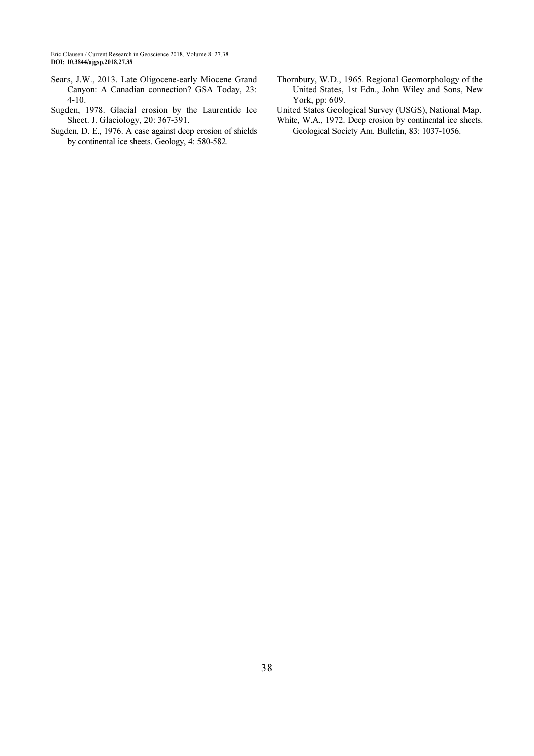Sears, J.W., 2013. Late Oligocene-early Miocene Grand Canyon: A Canadian connection? GSA Today, 23: 4-10.

Sugden, 1978. Glacial erosion by the Laurentide Ice Sheet. J. Glaciology, 20: 367-391.

Sugden, D. E., 1976. A case against deep erosion of shields by continental ice sheets. Geology, 4: 580-582.

Thornbury, W.D., 1965. Regional Geomorphology of the United States, 1st Edn., John Wiley and Sons, New York, pp: 609.

United States Geological Survey (USGS), National Map.

White, W.A., 1972. Deep erosion by continental ice sheets. Geological Society Am. Bulletin, 83: 1037-1056.